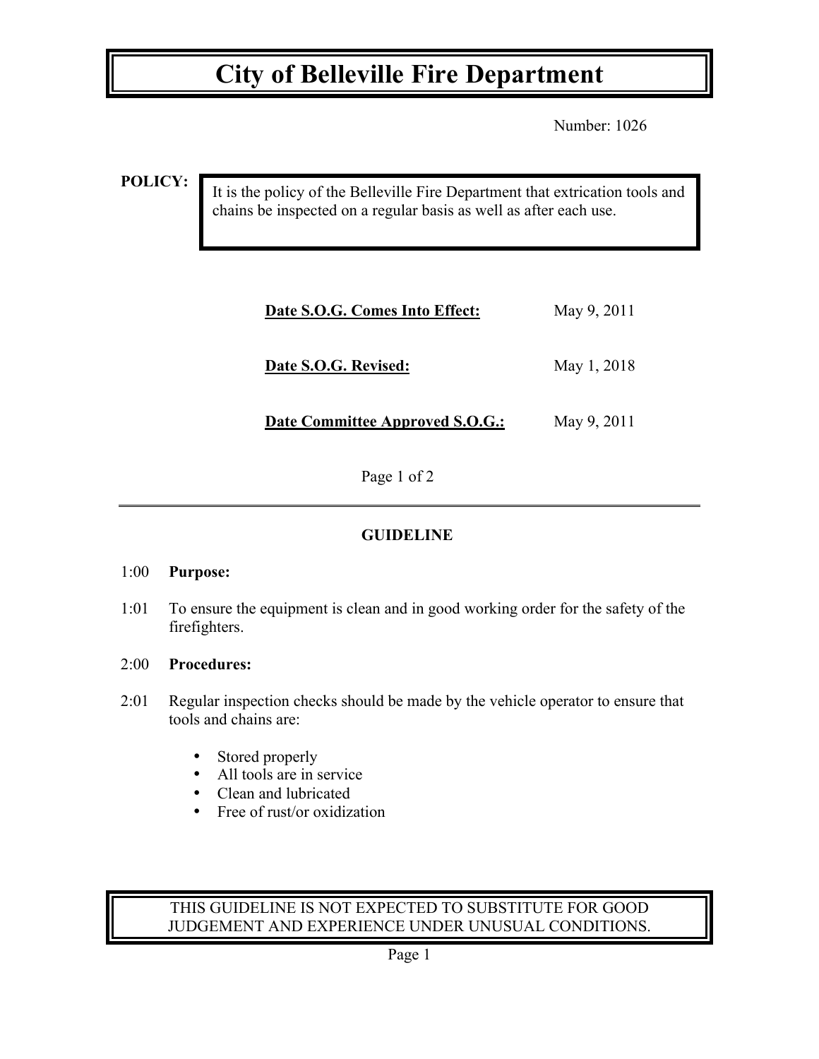# City of Belleville Fire Department

Number: 1026

**POLICY:**

It is the policy of the Belleville Fire Department that extrication tools and chains be inspected on a regular basis as well as after each use.

| | |
|---|---|
| **Date S.O.G. Comes Into Effect:** | May 9, 2011 |
| **Date S.O.G. Revised:** | May 1, 2018 |
| **Date Committee Approved S.O.G.:** | May 9, 2011 |

Page 1 of 2

---

## GUIDELINE

1:00 **Purpose:**

1:01 To ensure the equipment is clean and in good working order for the safety of the firefighters.

2:00 **Procedures:**

2:01 Regular inspection checks should be made by the vehicle operator to ensure that tools and chains are:

- Stored properly
- All tools are in service
- Clean and lubricated
- Free of rust/or oxidization

THIS GUIDELINE IS NOT EXPECTED TO SUBSTITUTE FOR GOOD JUDGEMENT AND EXPERIENCE UNDER UNUSUAL CONDITIONS.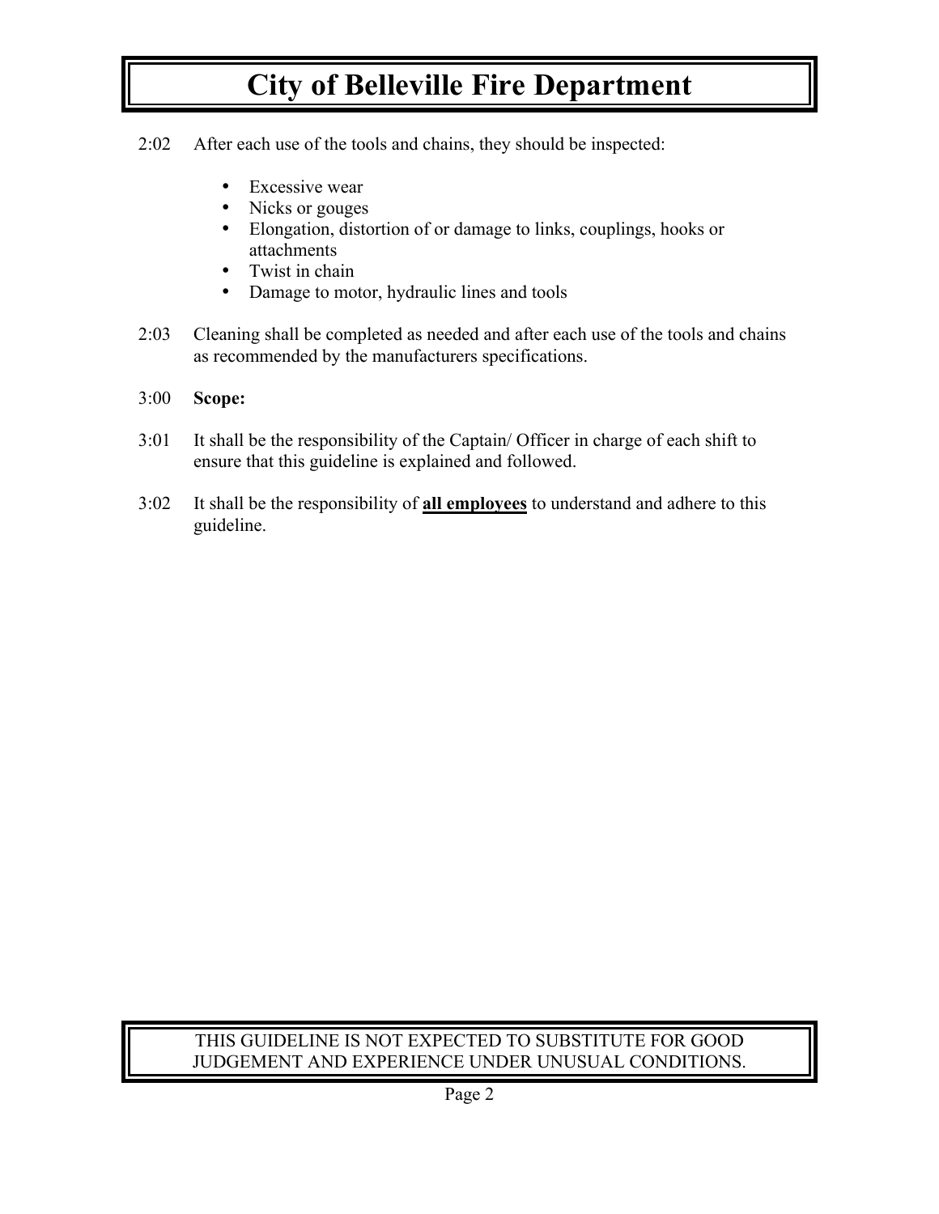2:02 After each use of the tools and chains, they should be inspected:

- Excessive wear
- Nicks or gouges
- Elongation, distortion of or damage to links, couplings, hooks or attachments
- Twist in chain
- Damage to motor, hydraulic lines and tools

2:03 Cleaning shall be completed as needed and after each use of the tools and chains as recommended by the manufacturers specifications.

3:00 **Scope:**

3:01 It shall be the responsibility of the Captain/ Officer in charge of each shift to ensure that this guideline is explained and followed.

3:02 It shall be the responsibility of **<u>all employees</u>** to understand and adhere to this guideline.

THIS GUIDELINE IS NOT EXPECTED TO SUBSTITUTE FOR GOOD JUDGEMENT AND EXPERIENCE UNDER UNUSUAL CONDITIONS.